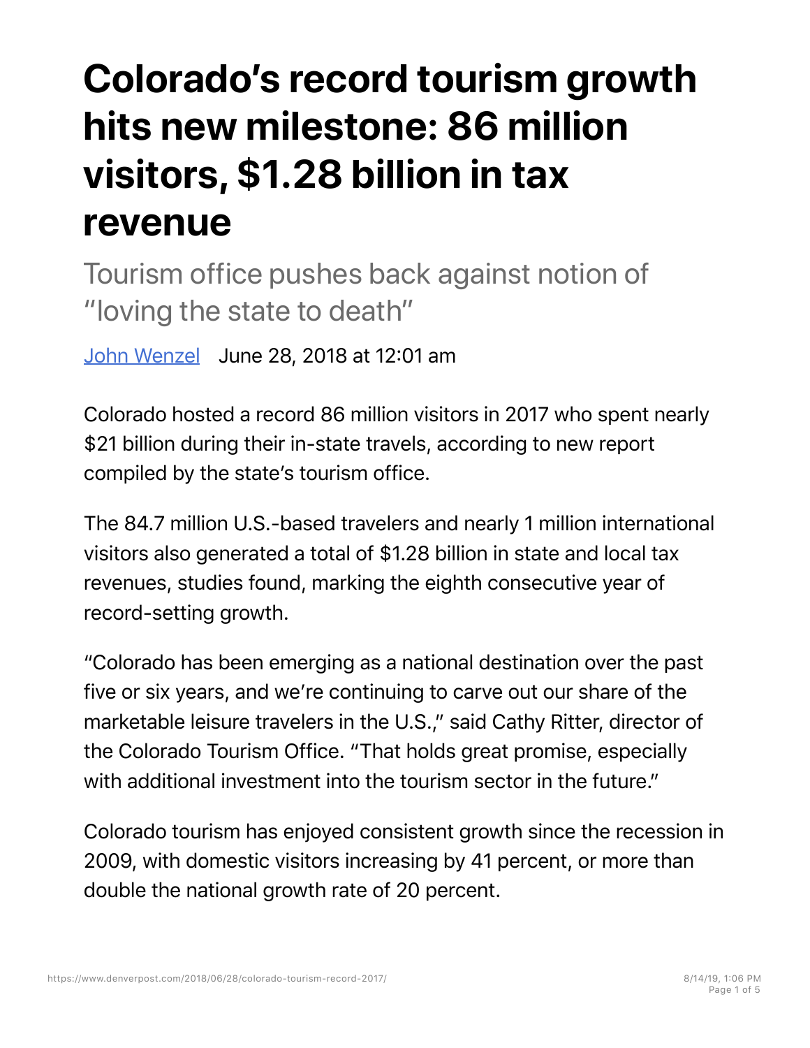# Colorado's record tourism growth hits new milestone: 86 million visitors, $1.28 billion in tax revenue

## Tourism office pushes back against notion of "loving the state to death"

[John Wenzel](#) June 28, 2018 at 12:01 am

Colorado hosted a record 86 million visitors in 2017 who spent nearly $21 billion during their in-state travels, according to new report compiled by the state's tourism office.

The 84.7 million U.S.-based travelers and nearly 1 million international visitors also generated a total of $1.28 billion in state and local tax revenues, studies found, marking the eighth consecutive year of record-setting growth.

"Colorado has been emerging as a national destination over the past five or six years, and we're continuing to carve out our share of the marketable leisure travelers in the U.S.," said Cathy Ritter, director of the Colorado Tourism Office. "That holds great promise, especially with additional investment into the tourism sector in the future."

Colorado tourism has enjoyed consistent growth since the recession in 2009, with domestic visitors increasing by 41 percent, or more than double the national growth rate of 20 percent.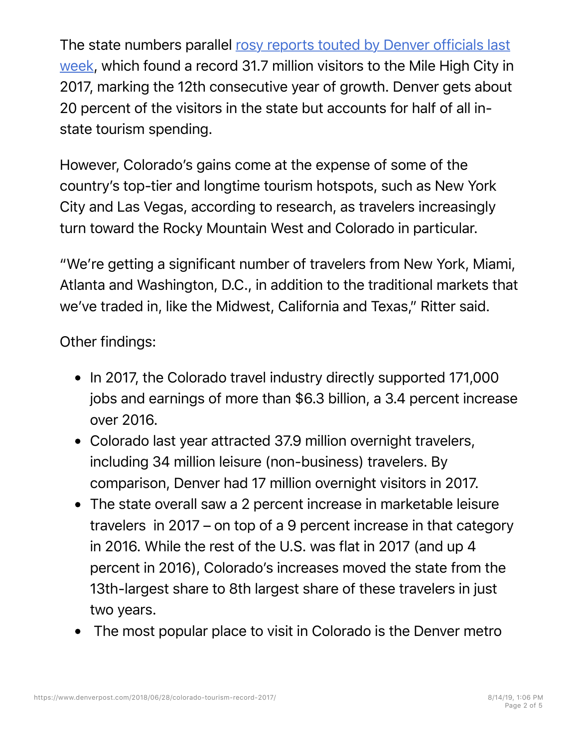The state numbers parallel [rosy reports touted by Denver officials last week](), which found a record 31.7 million visitors to the Mile High City in 2017, marking the 12th consecutive year of growth. Denver gets about 20 percent of the visitors in the state but accounts for half of all in-state tourism spending.

However, Colorado's gains come at the expense of some of the country's top-tier and longtime tourism hotspots, such as New York City and Las Vegas, according to research, as travelers increasingly turn toward the Rocky Mountain West and Colorado in particular.

"We're getting a significant number of travelers from New York, Miami, Atlanta and Washington, D.C., in addition to the traditional markets that we've traded in, like the Midwest, California and Texas," Ritter said.

Other findings:

- In 2017, the Colorado travel industry directly supported 171,000 jobs and earnings of more than $6.3 billion, a 3.4 percent increase over 2016.
- Colorado last year attracted 37.9 million overnight travelers, including 34 million leisure (non-business) travelers. By comparison, Denver had 17 million overnight visitors in 2017.
- The state overall saw a 2 percent increase in marketable leisure travelers in 2017 – on top of a 9 percent increase in that category in 2016. While the rest of the U.S. was flat in 2017 (and up 4 percent in 2016), Colorado's increases moved the state from the 13th-largest share to 8th largest share of these travelers in just two years.
- The most popular place to visit in Colorado is the Denver metro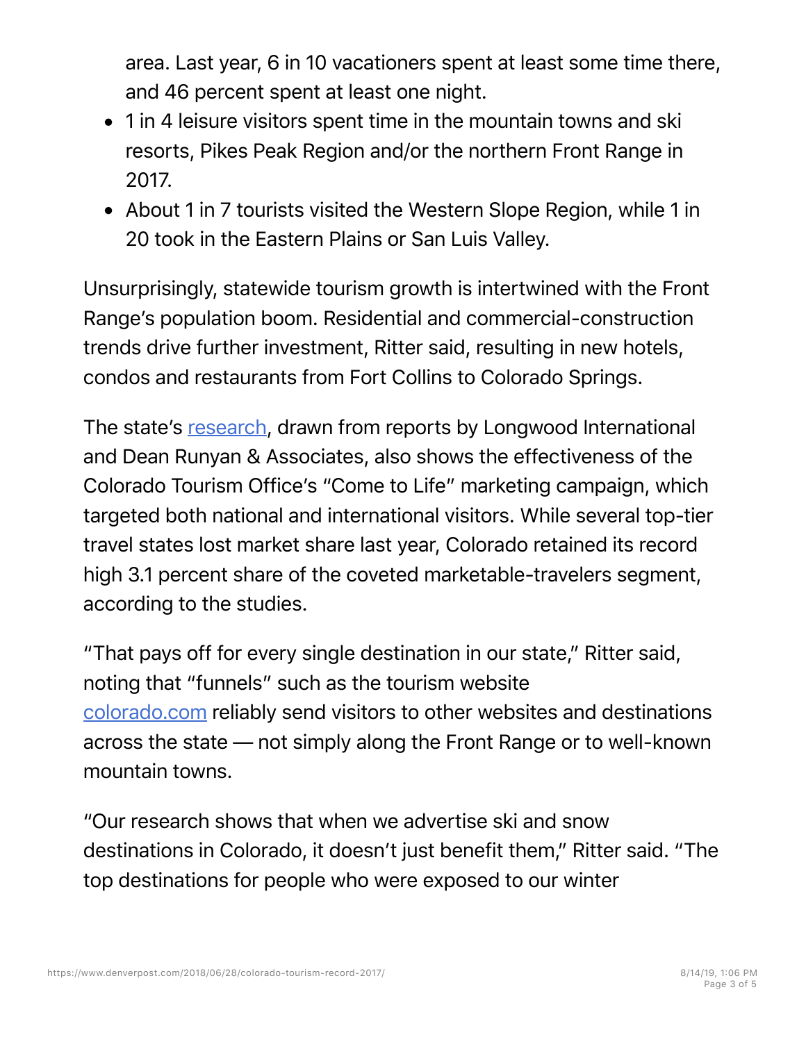area. Last year, 6 in 10 vacationers spent at least some time there, and 46 percent spent at least one night.

- 1 in 4 leisure visitors spent time in the mountain towns and ski resorts, Pikes Peak Region and/or the northern Front Range in 2017.
- About 1 in 7 tourists visited the Western Slope Region, while 1 in 20 took in the Eastern Plains or San Luis Valley.

Unsurprisingly, statewide tourism growth is intertwined with the Front Range's population boom. Residential and commercial-construction trends drive further investment, Ritter said, resulting in new hotels, condos and restaurants from Fort Collins to Colorado Springs.

The state's research, drawn from reports by Longwood International and Dean Runyan & Associates, also shows the effectiveness of the Colorado Tourism Office's "Come to Life" marketing campaign, which targeted both national and international visitors. While several top-tier travel states lost market share last year, Colorado retained its record high 3.1 percent share of the coveted marketable-travelers segment, according to the studies.

"That pays off for every single destination in our state," Ritter said, noting that "funnels" such as the tourism website colorado.com reliably send visitors to other websites and destinations across the state — not simply along the Front Range or to well-known mountain towns.

"Our research shows that when we advertise ski and snow destinations in Colorado, it doesn't just benefit them," Ritter said. "The top destinations for people who were exposed to our winter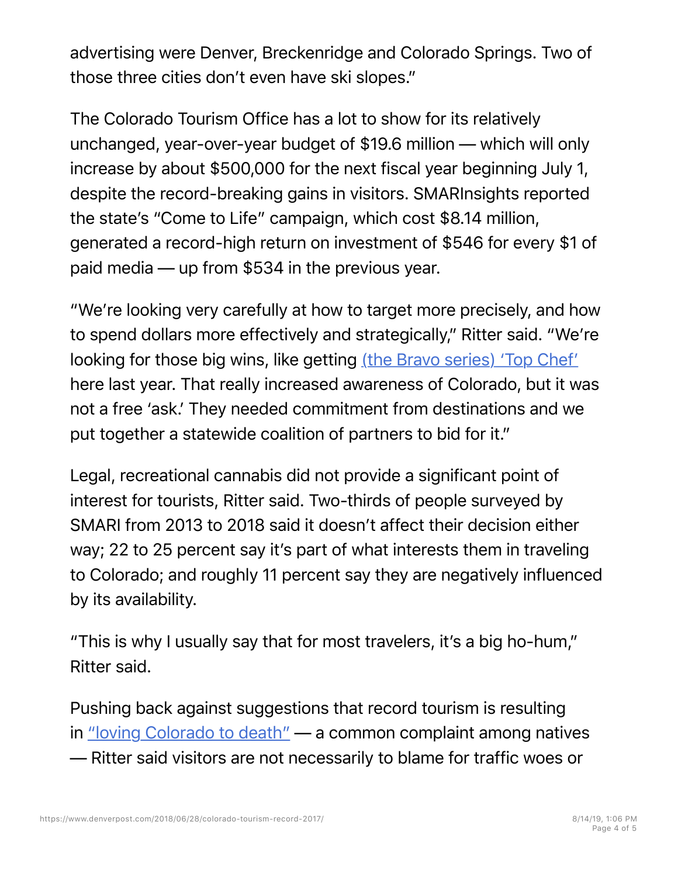advertising were Denver, Breckenridge and Colorado Springs. Two of those three cities don't even have ski slopes."

The Colorado Tourism Office has a lot to show for its relatively unchanged, year-over-year budget of $19.6 million — which will only increase by about $500,000 for the next fiscal year beginning July 1, despite the record-breaking gains in visitors. SMARInsights reported the state's "Come to Life" campaign, which cost $8.14 million, generated a record-high return on investment of $546 for every $1 of paid media — up from $534 in the previous year.

"We're looking very carefully at how to target more precisely, and how to spend dollars more effectively and strategically," Ritter said. "We're looking for those big wins, like getting [(the Bravo series) 'Top Chef'] here last year. That really increased awareness of Colorado, but it was not a free 'ask.' They needed commitment from destinations and we put together a statewide coalition of partners to bid for it."

Legal, recreational cannabis did not provide a significant point of interest for tourists, Ritter said. Two-thirds of people surveyed by SMARI from 2013 to 2018 said it doesn't affect their decision either way; 22 to 25 percent say it's part of what interests them in traveling to Colorado; and roughly 11 percent say they are negatively influenced by its availability.

"This is why I usually say that for most travelers, it's a big ho-hum," Ritter said.

Pushing back against suggestions that record tourism is resulting in ["loving Colorado to death"] — a common complaint among natives — Ritter said visitors are not necessarily to blame for traffic woes or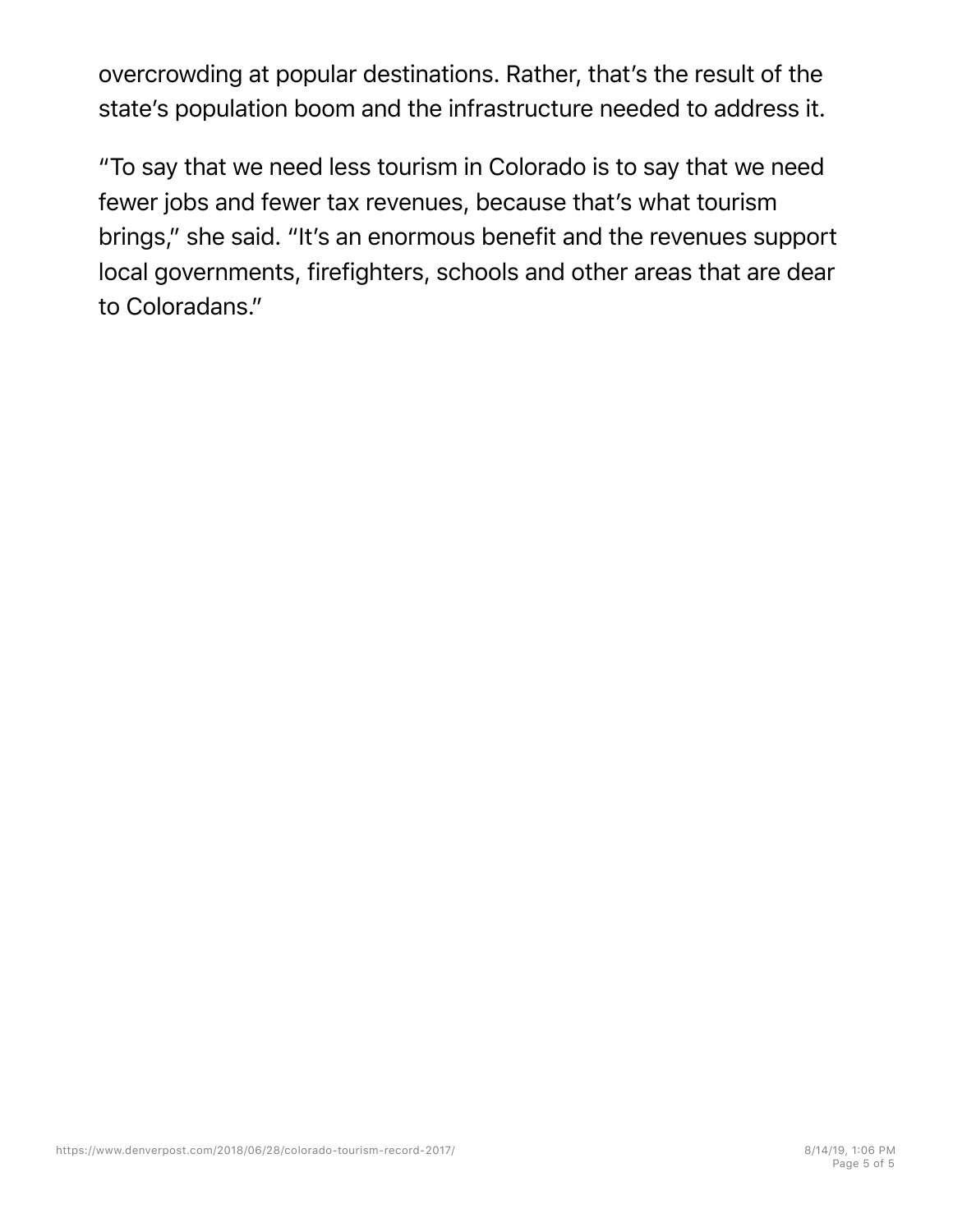overcrowding at popular destinations. Rather, that's the result of the state's population boom and the infrastructure needed to address it.

"To say that we need less tourism in Colorado is to say that we need fewer jobs and fewer tax revenues, because that's what tourism brings," she said. "It's an enormous benefit and the revenues support local governments, firefighters, schools and other areas that are dear to Coloradans."